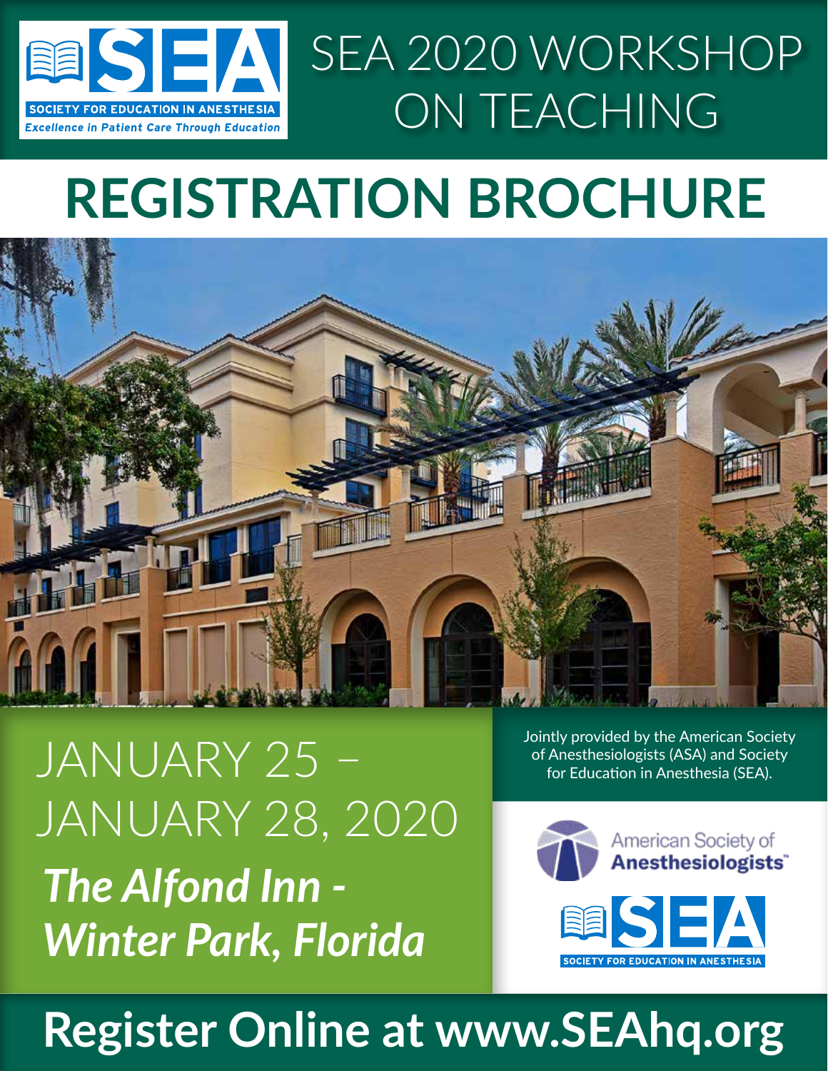SOCIETY FOR EDUCATION IN ANESTHESIA

*Excellence in Patient Care Through Education*

# SEA 2020 WORKSHOP ON TEACHING

# REGISTRATION BROCHURE

JANUARY 25 – JANUARY 28, 2020

***The Alfond Inn - Winter Park, Florida***

Jointly provided by the American Society of Anesthesiologists (ASA) and Society for Education in Anesthesia (SEA).

American Society of **Anesthesiologists**™

SOCIETY FOR EDUCATION IN ANESTHESIA

## Register Online at www.SEAhq.org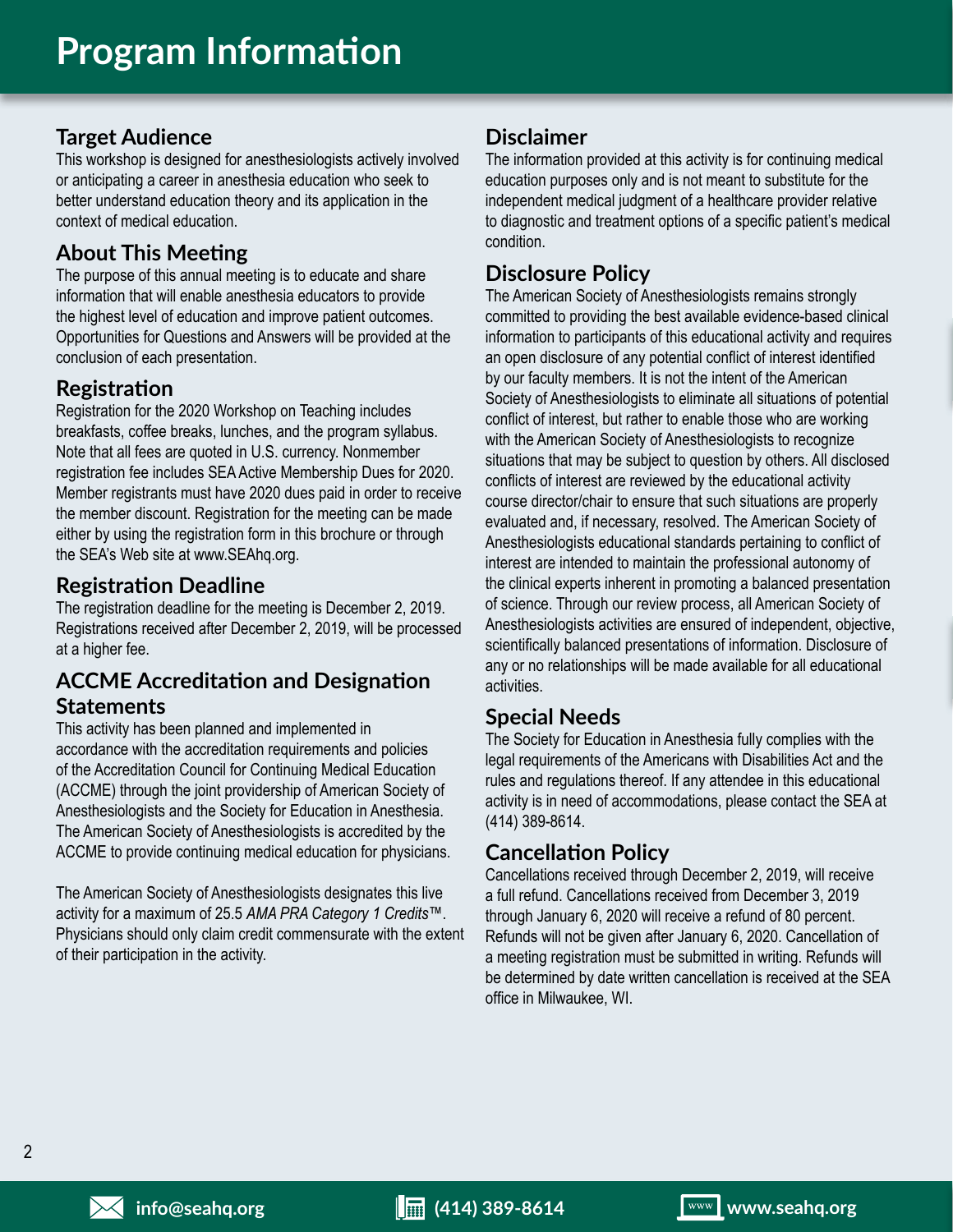# Program Information

## Target Audience

This workshop is designed for anesthesiologists actively involved or anticipating a career in anesthesia education who seek to better understand education theory and its application in the context of medical education.

## About This Meeting

The purpose of this annual meeting is to educate and share information that will enable anesthesia educators to provide the highest level of education and improve patient outcomes. Opportunities for Questions and Answers will be provided at the conclusion of each presentation.

## Registration

Registration for the 2020 Workshop on Teaching includes breakfasts, coffee breaks, lunches, and the program syllabus. Note that all fees are quoted in U.S. currency. Nonmember registration fee includes SEA Active Membership Dues for 2020. Member registrants must have 2020 dues paid in order to receive the member discount. Registration for the meeting can be made either by using the registration form in this brochure or through the SEA's Web site at www.SEAhq.org.

## Registration Deadline

The registration deadline for the meeting is December 2, 2019. Registrations received after December 2, 2019, will be processed at a higher fee.

## ACCME Accreditation and Designation Statements

This activity has been planned and implemented in accordance with the accreditation requirements and policies of the Accreditation Council for Continuing Medical Education (ACCME) through the joint providership of American Society of Anesthesiologists and the Society for Education in Anesthesia. The American Society of Anesthesiologists is accredited by the ACCME to provide continuing medical education for physicians.

The American Society of Anesthesiologists designates this live activity for a maximum of 25.5 *AMA PRA Category 1 Credits*™. Physicians should only claim credit commensurate with the extent of their participation in the activity.

## Disclaimer

The information provided at this activity is for continuing medical education purposes only and is not meant to substitute for the independent medical judgment of a healthcare provider relative to diagnostic and treatment options of a specific patient's medical condition.

## Disclosure Policy

The American Society of Anesthesiologists remains strongly committed to providing the best available evidence-based clinical information to participants of this educational activity and requires an open disclosure of any potential conflict of interest identified by our faculty members. It is not the intent of the American Society of Anesthesiologists to eliminate all situations of potential conflict of interest, but rather to enable those who are working with the American Society of Anesthesiologists to recognize situations that may be subject to question by others. All disclosed conflicts of interest are reviewed by the educational activity course director/chair to ensure that such situations are properly evaluated and, if necessary, resolved. The American Society of Anesthesiologists educational standards pertaining to conflict of interest are intended to maintain the professional autonomy of the clinical experts inherent in promoting a balanced presentation of science. Through our review process, all American Society of Anesthesiologists activities are ensured of independent, objective, scientifically balanced presentations of information. Disclosure of any or no relationships will be made available for all educational activities.

## Special Needs

The Society for Education in Anesthesia fully complies with the legal requirements of the Americans with Disabilities Act and the rules and regulations thereof. If any attendee in this educational activity is in need of accommodations, please contact the SEA at (414) 389-8614.

## Cancellation Policy

Cancellations received through December 2, 2019, will receive a full refund. Cancellations received from December 3, 2019 through January 6, 2020 will receive a refund of 80 percent. Refunds will not be given after January 6, 2020. Cancellation of a meeting registration must be submitted in writing. Refunds will be determined by date written cancellation is received at the SEA office in Milwaukee, WI.

info@seahq.org | (414) 389-8614 | www.seahq.org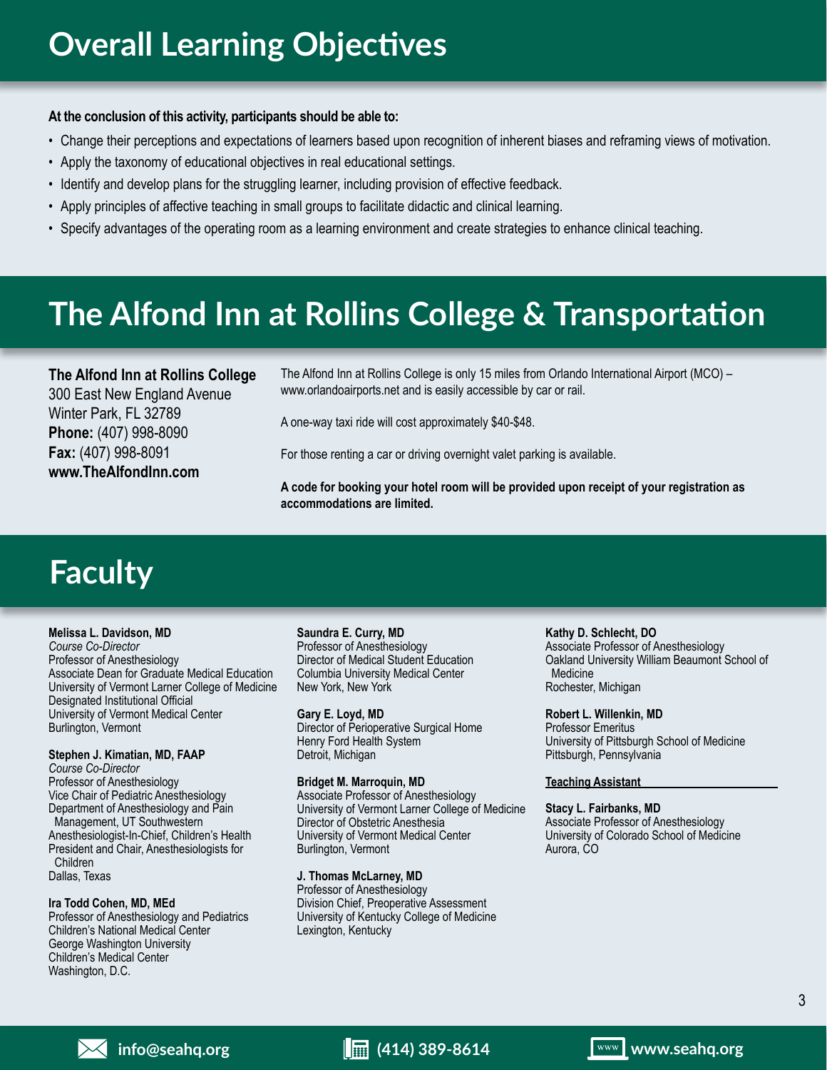# Overall Learning Objectives

**At the conclusion of this activity, participants should be able to:**

- Change their perceptions and expectations of learners based upon recognition of inherent biases and reframing views of motivation.
- Apply the taxonomy of educational objectives in real educational settings.
- Identify and develop plans for the struggling learner, including provision of effective feedback.
- Apply principles of affective teaching in small groups to facilitate didactic and clinical learning.
- Specify advantages of the operating room as a learning environment and create strategies to enhance clinical teaching.

# The Alfond Inn at Rollins College & Transportation

**The Alfond Inn at Rollins College**
300 East New England Avenue
Winter Park, FL 32789
**Phone:** (407) 998-8090
**Fax:** (407) 998-8091
**www.TheAlfondInn.com**

The Alfond Inn at Rollins College is only 15 miles from Orlando International Airport (MCO) – www.orlandoairports.net and is easily accessible by car or rail.

A one-way taxi ride will cost approximately $40-$48.

For those renting a car or driving overnight valet parking is available.

**A code for booking your hotel room will be provided upon receipt of your registration as accommodations are limited.**

# Faculty

**Melissa L. Davidson, MD**
*Course Co-Director*
Professor of Anesthesiology
Associate Dean for Graduate Medical Education
University of Vermont Larner College of Medicine
Designated Institutional Official
University of Vermont Medical Center
Burlington, Vermont

**Stephen J. Kimatian, MD, FAAP**
*Course Co-Director*
Professor of Anesthesiology
Vice Chair of Pediatric Anesthesiology
Department of Anesthesiology and Pain Management, UT Southwestern
Anesthesiologist-In-Chief, Children's Health
President and Chair, Anesthesiologists for Children
Dallas, Texas

**Ira Todd Cohen, MD, MEd**
Professor of Anesthesiology and Pediatrics
Children's National Medical Center
George Washington University
Children's Medical Center
Washington, D.C.

**Saundra E. Curry, MD**
Professor of Anesthesiology
Director of Medical Student Education
Columbia University Medical Center
New York, New York

**Gary E. Loyd, MD**
Director of Perioperative Surgical Home
Henry Ford Health System
Detroit, Michigan

**Bridget M. Marroquin, MD**
Associate Professor of Anesthesiology
University of Vermont Larner College of Medicine
Director of Obstetric Anesthesia
University of Vermont Medical Center
Burlington, Vermont

**J. Thomas McLarney, MD**
Professor of Anesthesiology
Division Chief, Preoperative Assessment
University of Kentucky College of Medicine
Lexington, Kentucky

**Kathy D. Schlecht, DO**
Associate Professor of Anesthesiology
Oakland University William Beaumont School of Medicine
Rochester, Michigan

**Robert L. Willenkin, MD**
Professor Emeritus
University of Pittsburgh School of Medicine
Pittsburgh, Pennsylvania

**Teaching Assistant**

**Stacy L. Fairbanks, MD**
Associate Professor of Anesthesiology
University of Colorado School of Medicine
Aurora, CO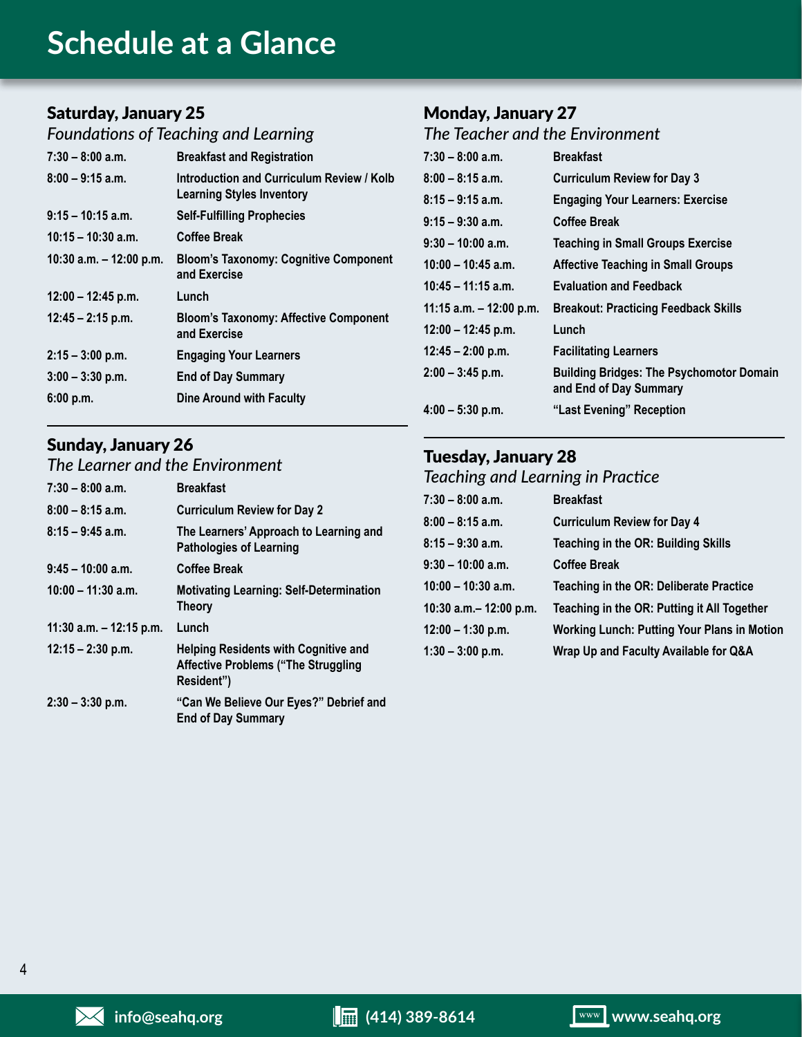# Schedule at a Glance

## Saturday, January 25

*Foundations of Teaching and Learning*

| | |
|---|---|
| 7:30 – 8:00 a.m. | Breakfast and Registration |
| 8:00 – 9:15 a.m. | Introduction and Curriculum Review / Kolb Learning Styles Inventory |
| 9:15 – 10:15 a.m. | Self-Fulfilling Prophecies |
| 10:15 – 10:30 a.m. | Coffee Break |
| 10:30 a.m. – 12:00 p.m. | Bloom's Taxonomy: Cognitive Component and Exercise |
| 12:00 – 12:45 p.m. | Lunch |
| 12:45 – 2:15 p.m. | Bloom's Taxonomy: Affective Component and Exercise |
| 2:15 – 3:00 p.m. | Engaging Your Learners |
| 3:00 – 3:30 p.m. | End of Day Summary |
| 6:00 p.m. | Dine Around with Faculty |

## Sunday, January 26

*The Learner and the Environment*

| | |
|---|---|
| 7:30 – 8:00 a.m. | Breakfast |
| 8:00 – 8:15 a.m. | Curriculum Review for Day 2 |
| 8:15 – 9:45 a.m. | The Learners' Approach to Learning and Pathologies of Learning |
| 9:45 – 10:00 a.m. | Coffee Break |
| 10:00 – 11:30 a.m. | Motivating Learning: Self-Determination Theory |
| 11:30 a.m. – 12:15 p.m. | Lunch |
| 12:15 – 2:30 p.m. | Helping Residents with Cognitive and Affective Problems ("The Struggling Resident") |
| 2:30 – 3:30 p.m. | "Can We Believe Our Eyes?" Debrief and End of Day Summary |

## Monday, January 27

*The Teacher and the Environment*

| | |
|---|---|
| 7:30 – 8:00 a.m. | Breakfast |
| 8:00 – 8:15 a.m. | Curriculum Review for Day 3 |
| 8:15 – 9:15 a.m. | Engaging Your Learners: Exercise |
| 9:15 – 9:30 a.m. | Coffee Break |
| 9:30 – 10:00 a.m. | Teaching in Small Groups Exercise |
| 10:00 – 10:45 a.m. | Affective Teaching in Small Groups |
| 10:45 – 11:15 a.m. | Evaluation and Feedback |
| 11:15 a.m. – 12:00 p.m. | Breakout: Practicing Feedback Skills |
| 12:00 – 12:45 p.m. | Lunch |
| 12:45 – 2:00 p.m. | Facilitating Learners |
| 2:00 – 3:45 p.m. | Building Bridges: The Psychomotor Domain and End of Day Summary |
| 4:00 – 5:30 p.m. | "Last Evening" Reception |

## Tuesday, January 28

*Teaching and Learning in Practice*

| | |
|---|---|
| 7:30 – 8:00 a.m. | Breakfast |
| 8:00 – 8:15 a.m. | Curriculum Review for Day 4 |
| 8:15 – 9:30 a.m. | Teaching in the OR: Building Skills |
| 9:30 – 10:00 a.m. | Coffee Break |
| 10:00 – 10:30 a.m. | Teaching in the OR: Deliberate Practice |
| 10:30 a.m.– 12:00 p.m. | Teaching in the OR: Putting it All Together |
| 12:00 – 1:30 p.m. | Working Lunch: Putting Your Plans in Motion |
| 1:30 – 3:00 p.m. | Wrap Up and Faculty Available for Q&A |

info@seahq.org | (414) 389-8614 | www.seahq.org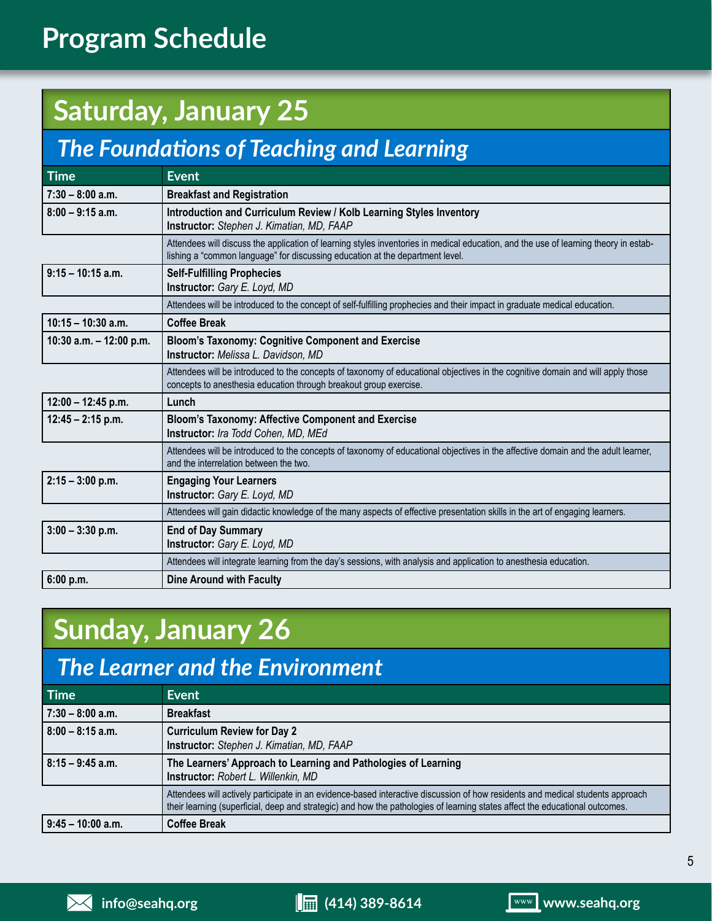# Program Schedule

## Saturday, January 25

### *The Foundations of Teaching and Learning*

| Time | Event |
|---|---|
| **7:30 – 8:00 a.m.** | **Breakfast and Registration** |
| **8:00 – 9:15 a.m.** | **Introduction and Curriculum Review / Kolb Learning Styles Inventory**<br>**Instructor:** *Stephen J. Kimatian, MD, FAAP* |
| | Attendees will discuss the application of learning styles inventories in medical education, and the use of learning theory in establishing a "common language" for discussing education at the department level. |
| **9:15 – 10:15 a.m.** | **Self-Fulfilling Prophecies**<br>**Instructor:** *Gary E. Loyd, MD* |
| | Attendees will be introduced to the concept of self-fulfilling prophecies and their impact in graduate medical education. |
| **10:15 – 10:30 a.m.** | **Coffee Break** |
| **10:30 a.m. – 12:00 p.m.** | **Bloom's Taxonomy: Cognitive Component and Exercise**<br>**Instructor:** *Melissa L. Davidson, MD* |
| | Attendees will be introduced to the concepts of taxonomy of educational objectives in the cognitive domain and will apply those concepts to anesthesia education through breakout group exercise. |
| **12:00 – 12:45 p.m.** | **Lunch** |
| **12:45 – 2:15 p.m.** | **Bloom's Taxonomy: Affective Component and Exercise**<br>**Instructor:** *Ira Todd Cohen, MD, MEd* |
| | Attendees will be introduced to the concepts of taxonomy of educational objectives in the affective domain and the adult learner, and the interrelation between the two. |
| **2:15 – 3:00 p.m.** | **Engaging Your Learners**<br>**Instructor:** *Gary E. Loyd, MD* |
| | Attendees will gain didactic knowledge of the many aspects of effective presentation skills in the art of engaging learners. |
| **3:00 – 3:30 p.m.** | **End of Day Summary**<br>**Instructor:** *Gary E. Loyd, MD* |
| | Attendees will integrate learning from the day's sessions, with analysis and application to anesthesia education. |
| **6:00 p.m.** | **Dine Around with Faculty** |

## Sunday, January 26

### *The Learner and the Environment*

| Time | Event |
|---|---|
| **7:30 – 8:00 a.m.** | **Breakfast** |
| **8:00 – 8:15 a.m.** | **Curriculum Review for Day 2**<br>**Instructor:** *Stephen J. Kimatian, MD, FAAP* |
| **8:15 – 9:45 a.m.** | **The Learners' Approach to Learning and Pathologies of Learning**<br>**Instructor:** *Robert L. Willenkin, MD* |
| | Attendees will actively participate in an evidence-based interactive discussion of how residents and medical students approach their learning (superficial, deep and strategic) and how the pathologies of learning states affect the educational outcomes. |
| **9:45 – 10:00 a.m.** | **Coffee Break** |

info@seahq.org (414) 389-8614 www.seahq.org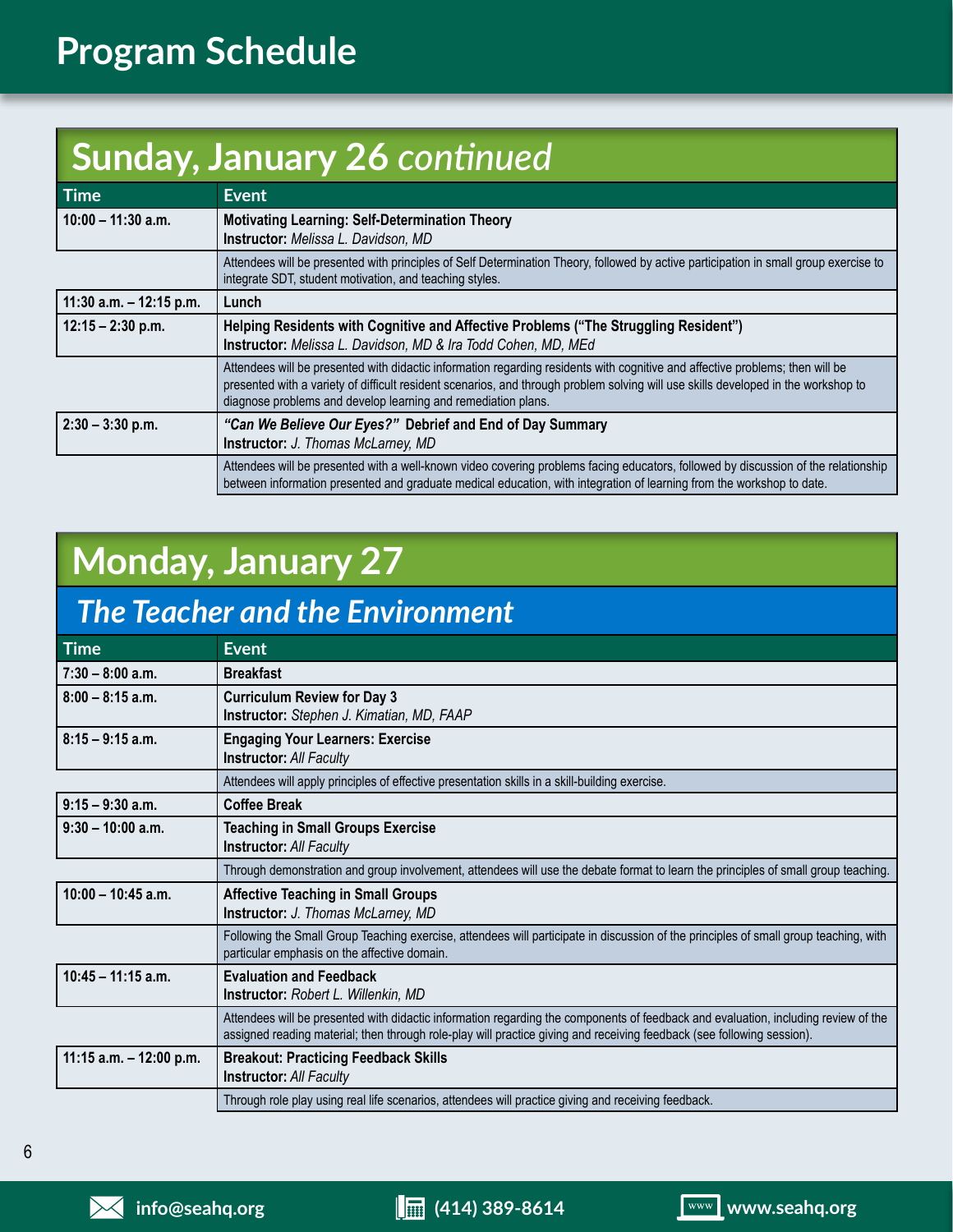# Program Schedule

## Sunday, January 26 *continued*

| Time | Event |
|---|---|
| 10:00 – 11:30 a.m. | **Motivating Learning: Self-Determination Theory**<br>**Instructor:** *Melissa L. Davidson, MD* |
| | Attendees will be presented with principles of Self Determination Theory, followed by active participation in small group exercise to integrate SDT, student motivation, and teaching styles. |
| 11:30 a.m. – 12:15 p.m. | **Lunch** |
| 12:15 – 2:30 p.m. | **Helping Residents with Cognitive and Affective Problems ("The Struggling Resident")**<br>**Instructor:** *Melissa L. Davidson, MD & Ira Todd Cohen, MD, MEd* |
| | Attendees will be presented with didactic information regarding residents with cognitive and affective problems; then will be presented with a variety of difficult resident scenarios, and through problem solving will use skills developed in the workshop to diagnose problems and develop learning and remediation plans. |
| 2:30 – 3:30 p.m. | ***"Can We Believe Our Eyes?"* Debrief and End of Day Summary**<br>**Instructor:** *J. Thomas McLarney, MD* |
| | Attendees will be presented with a well-known video covering problems facing educators, followed by discussion of the relationship between information presented and graduate medical education, with integration of learning from the workshop to date. |

## Monday, January 27

### *The Teacher and the Environment*

| Time | Event |
|---|---|
| 7:30 – 8:00 a.m. | **Breakfast** |
| 8:00 – 8:15 a.m. | **Curriculum Review for Day 3**<br>**Instructor:** *Stephen J. Kimatian, MD, FAAP* |
| 8:15 – 9:15 a.m. | **Engaging Your Learners: Exercise**<br>**Instructor:** *All Faculty* |
| | Attendees will apply principles of effective presentation skills in a skill-building exercise. |
| 9:15 – 9:30 a.m. | **Coffee Break** |
| 9:30 – 10:00 a.m. | **Teaching in Small Groups Exercise**<br>**Instructor:** *All Faculty* |
| | Through demonstration and group involvement, attendees will use the debate format to learn the principles of small group teaching. |
| 10:00 – 10:45 a.m. | **Affective Teaching in Small Groups**<br>**Instructor:** *J. Thomas McLarney, MD* |
| | Following the Small Group Teaching exercise, attendees will participate in discussion of the principles of small group teaching, with particular emphasis on the affective domain. |
| 10:45 – 11:15 a.m. | **Evaluation and Feedback**<br>**Instructor:** *Robert L. Willenkin, MD* |
| | Attendees will be presented with didactic information regarding the components of feedback and evaluation, including review of the assigned reading material; then through role-play will practice giving and receiving feedback (see following session). |
| 11:15 a.m. – 12:00 p.m. | **Breakout: Practicing Feedback Skills**<br>**Instructor:** *All Faculty* |
| | Through role play using real life scenarios, attendees will practice giving and receiving feedback. |

info@seahq.org (414) 389-8614 www.seahq.org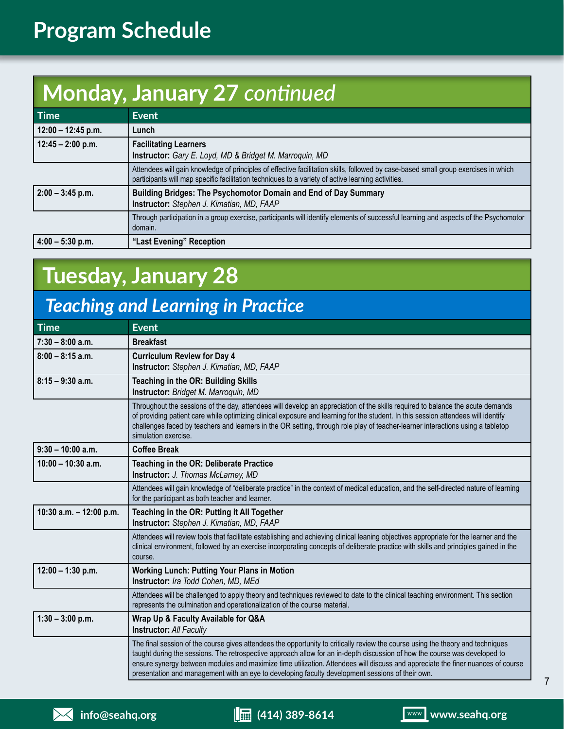# Program Schedule

## Monday, January 27 *continued*

| Time | Event |
|---|---|
| 12:00 – 12:45 p.m. | **Lunch** |
| 12:45 – 2:00 p.m. | **Facilitating Learners**<br>**Instructor:** *Gary E. Loyd, MD & Bridget M. Marroquin, MD* |
| | Attendees will gain knowledge of principles of effective facilitation skills, followed by case-based small group exercises in which participants will map specific facilitation techniques to a variety of active learning activities. |
| 2:00 – 3:45 p.m. | **Building Bridges: The Psychomotor Domain and End of Day Summary**<br>**Instructor:** *Stephen J. Kimatian, MD, FAAP* |
| | Through participation in a group exercise, participants will identify elements of successful learning and aspects of the Psychomotor domain. |
| 4:00 – 5:30 p.m. | **"Last Evening" Reception** |

## Tuesday, January 28

### *Teaching and Learning in Practice*

| Time | Event |
|---|---|
| 7:30 – 8:00 a.m. | **Breakfast** |
| 8:00 – 8:15 a.m. | **Curriculum Review for Day 4**<br>**Instructor:** *Stephen J. Kimatian, MD, FAAP* |
| 8:15 – 9:30 a.m. | **Teaching in the OR: Building Skills**<br>**Instructor:** *Bridget M. Marroquin, MD* |
| | Throughout the sessions of the day, attendees will develop an appreciation of the skills required to balance the acute demands of providing patient care while optimizing clinical exposure and learning for the student. In this session attendees will identify challenges faced by teachers and learners in the OR setting, through role play of teacher-learner interactions using a tabletop simulation exercise. |
| 9:30 – 10:00 a.m. | **Coffee Break** |
| 10:00 – 10:30 a.m. | **Teaching in the OR: Deliberate Practice**<br>**Instructor:** *J. Thomas McLarney, MD* |
| | Attendees will gain knowledge of "deliberate practice" in the context of medical education, and the self-directed nature of learning for the participant as both teacher and learner. |
| 10:30 a.m. – 12:00 p.m. | **Teaching in the OR: Putting it All Together**<br>**Instructor:** *Stephen J. Kimatian, MD, FAAP* |
| | Attendees will review tools that facilitate establishing and achieving clinical leaning objectives appropriate for the learner and the clinical environment, followed by an exercise incorporating concepts of deliberate practice with skills and principles gained in the course. |
| 12:00 – 1:30 p.m. | **Working Lunch: Putting Your Plans in Motion**<br>**Instructor:** *Ira Todd Cohen, MD, MEd* |
| | Attendees will be challenged to apply theory and techniques reviewed to date to the clinical teaching environment. This section represents the culmination and operationalization of the course material. |
| 1:30 – 3:00 p.m. | **Wrap Up & Faculty Available for Q&A**<br>**Instructor:** *All Faculty* |
| | The final session of the course gives attendees the opportunity to critically review the course using the theory and techniques taught during the sessions. The retrospective approach allow for an in-depth discussion of how the course was developed to ensure synergy between modules and maximize time utilization. Attendees will discuss and appreciate the finer nuances of course presentation and management with an eye to developing faculty development sessions of their own. |

info@seahq.org (414) 389-8614 www.seahq.org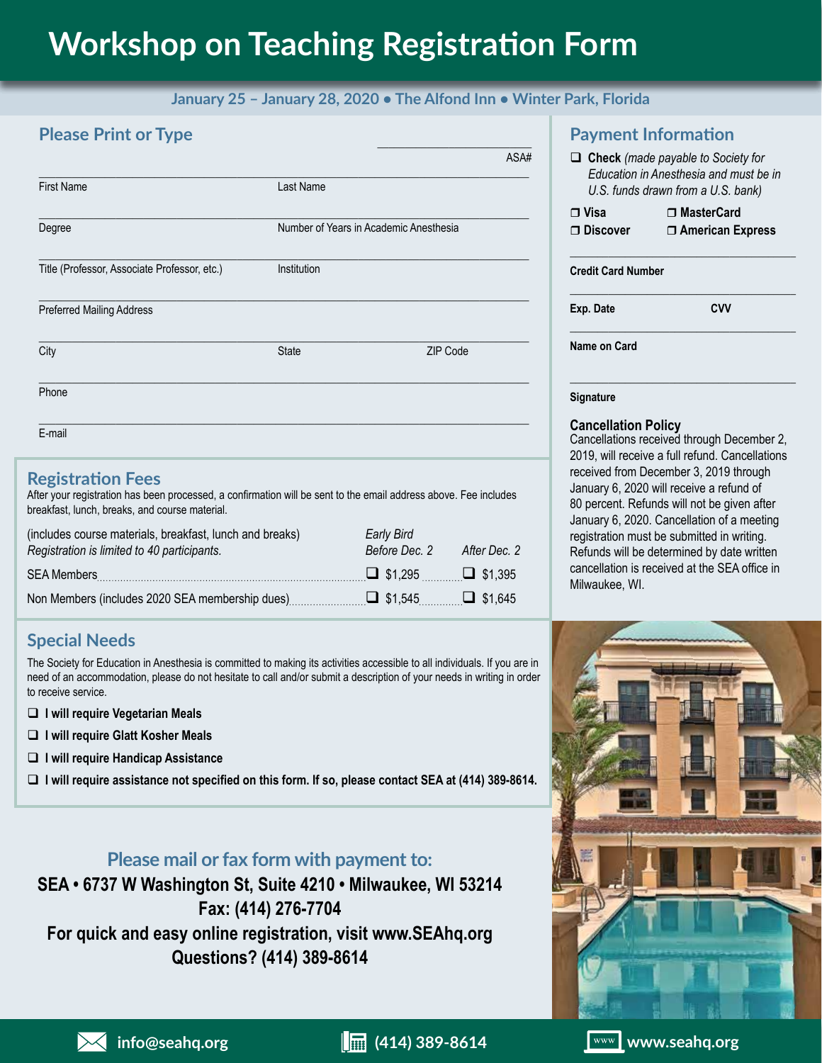# Workshop on Teaching Registration Form

**January 25 – January 28, 2020 • The Alfond Inn • Winter Park, Florida**

## Please Print or Type

ASA#

First Name | Last Name

Degree | Number of Years in Academic Anesthesia

Title (Professor, Associate Professor, etc.) | Institution

Preferred Mailing Address

City | State | ZIP Code

Phone

E-mail

## Registration Fees

After your registration has been processed, a confirmation will be sent to the email address above. Fee includes breakfast, lunch, breaks, and course material.

| (includes course materials, breakfast, lunch and breaks) *Registration is limited to 40 participants.* | *Early Bird Before Dec. 2* | *After Dec. 2* |
|---|---|---|
| SEA Members | ❑ $1,295 | ❑ $1,395 |
| Non Members (includes 2020 SEA membership dues) | ❑ $1,545 | ❑ $1,645 |

## Special Needs

The Society for Education in Anesthesia is committed to making its activities accessible to all individuals. If you are in need of an accommodation, please do not hesitate to call and/or submit a description of your needs in writing in order to receive service.

- ❑ **I will require Vegetarian Meals**
- ❑ **I will require Glatt Kosher Meals**
- ❑ **I will require Handicap Assistance**
- ❑ **I will require assistance not specified on this form. If so, please contact SEA at (414) 389-8614.**

## Please mail or fax form with payment to:

**SEA • 6737 W Washington St, Suite 4210 • Milwaukee, WI 53214**

**Fax: (414) 276-7704**

**For quick and easy online registration, visit www.SEAhq.org**

**Questions? (414) 389-8614**

## Payment Information

❑ **Check** *(made payable to Society for Education in Anesthesia and must be in U.S. funds drawn from a U.S. bank)*

❑ **Visa** ❑ **MasterCard**
❑ **Discover** ❑ **American Express**

**Credit Card Number**

**Exp. Date** **CVV**

**Name on Card**

**Signature**

### Cancellation Policy

Cancellations received through December 2, 2019, will receive a full refund. Cancellations received from December 3, 2019 through January 6, 2020 will receive a refund of 80 percent. Refunds will not be given after January 6, 2020. Cancellation of a meeting registration must be submitted in writing. Refunds will be determined by date written cancellation is received at the SEA office in Milwaukee, WI.

**info@seahq.org** **(414) 389-8614** **www.seahq.org**